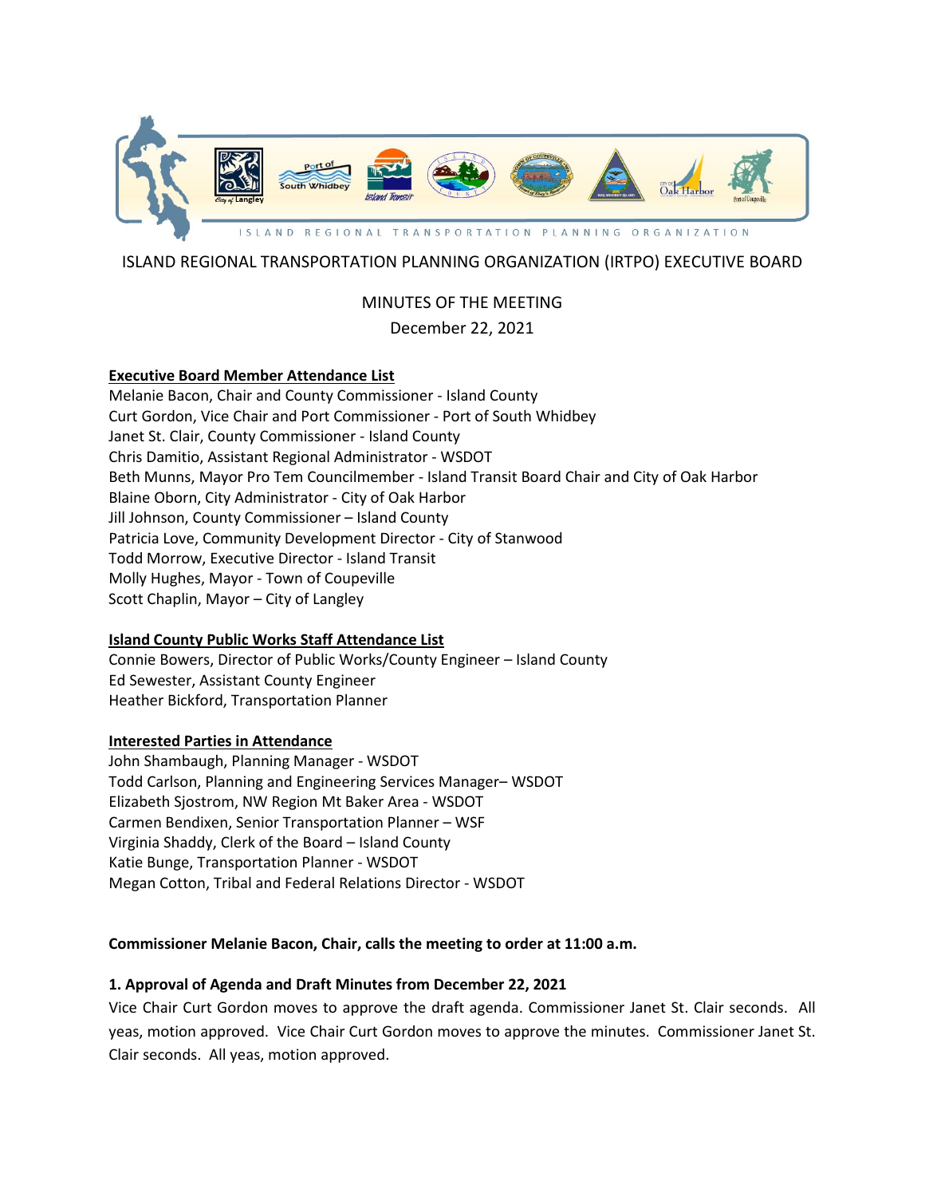ISLAND REGIONAL TRANSPORTATION PLANNING ORGANIZATION

# ISLAND REGIONAL TRANSPORTATION PLANNING ORGANIZATION (IRTPO) EXECUTIVE BOARD

MINUTES OF THE MEETING

December 22, 2021

**Executive Board Member Attendance List**

Melanie Bacon, Chair and County Commissioner - Island County
Curt Gordon, Vice Chair and Port Commissioner - Port of South Whidbey
Janet St. Clair, County Commissioner - Island County
Chris Damitio, Assistant Regional Administrator - WSDOT
Beth Munns, Mayor Pro Tem Councilmember - Island Transit Board Chair and City of Oak Harbor
Blaine Oborn, City Administrator - City of Oak Harbor
Jill Johnson, County Commissioner – Island County
Patricia Love, Community Development Director - City of Stanwood
Todd Morrow, Executive Director - Island Transit
Molly Hughes, Mayor - Town of Coupeville
Scott Chaplin, Mayor – City of Langley

**Island County Public Works Staff Attendance List**

Connie Bowers, Director of Public Works/County Engineer – Island County
Ed Sewester, Assistant County Engineer
Heather Bickford, Transportation Planner

**Interested Parties in Attendance**

John Shambaugh, Planning Manager - WSDOT
Todd Carlson, Planning and Engineering Services Manager– WSDOT
Elizabeth Sjostrom, NW Region Mt Baker Area - WSDOT
Carmen Bendixen, Senior Transportation Planner – WSF
Virginia Shaddy, Clerk of the Board – Island County
Katie Bunge, Transportation Planner - WSDOT
Megan Cotton, Tribal and Federal Relations Director - WSDOT

**Commissioner Melanie Bacon, Chair, calls the meeting to order at 11:00 a.m.**

**1. Approval of Agenda and Draft Minutes from December 22, 2021**

Vice Chair Curt Gordon moves to approve the draft agenda. Commissioner Janet St. Clair seconds. All yeas, motion approved. Vice Chair Curt Gordon moves to approve the minutes. Commissioner Janet St. Clair seconds. All yeas, motion approved.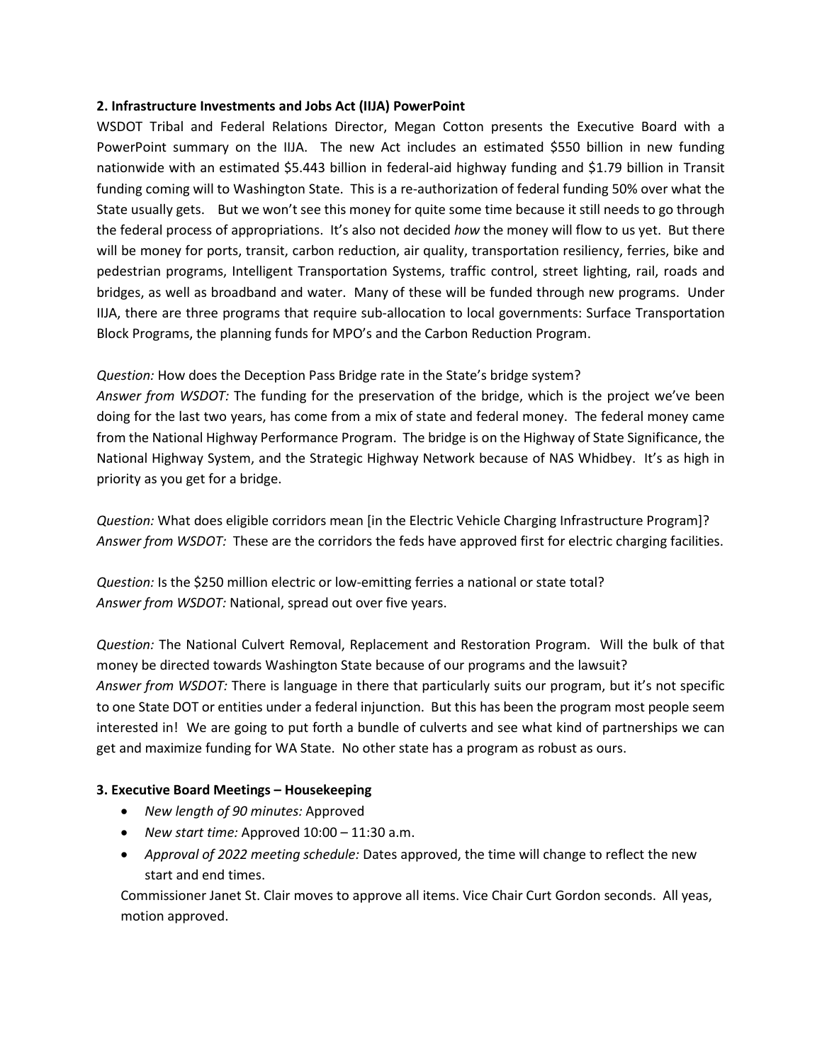**2. Infrastructure Investments and Jobs Act (IIJA) PowerPoint**

WSDOT Tribal and Federal Relations Director, Megan Cotton presents the Executive Board with a PowerPoint summary on the IIJA. The new Act includes an estimated $550 billion in new funding nationwide with an estimated $5.443 billion in federal-aid highway funding and $1.79 billion in Transit funding coming will to Washington State. This is a re-authorization of federal funding 50% over what the State usually gets. But we won't see this money for quite some time because it still needs to go through the federal process of appropriations. It's also not decided *how* the money will flow to us yet. But there will be money for ports, transit, carbon reduction, air quality, transportation resiliency, ferries, bike and pedestrian programs, Intelligent Transportation Systems, traffic control, street lighting, rail, roads and bridges, as well as broadband and water. Many of these will be funded through new programs. Under IIJA, there are three programs that require sub-allocation to local governments: Surface Transportation Block Programs, the planning funds for MPO's and the Carbon Reduction Program.

*Question:* How does the Deception Pass Bridge rate in the State's bridge system?
*Answer from WSDOT:* The funding for the preservation of the bridge, which is the project we've been doing for the last two years, has come from a mix of state and federal money. The federal money came from the National Highway Performance Program. The bridge is on the Highway of State Significance, the National Highway System, and the Strategic Highway Network because of NAS Whidbey. It's as high in priority as you get for a bridge.

*Question:* What does eligible corridors mean [in the Electric Vehicle Charging Infrastructure Program]?
*Answer from WSDOT:* These are the corridors the feds have approved first for electric charging facilities.

*Question:* Is the $250 million electric or low-emitting ferries a national or state total?
*Answer from WSDOT:* National, spread out over five years.

*Question:* The National Culvert Removal, Replacement and Restoration Program. Will the bulk of that money be directed towards Washington State because of our programs and the lawsuit?
*Answer from WSDOT:* There is language in there that particularly suits our program, but it's not specific to one State DOT or entities under a federal injunction. But this has been the program most people seem interested in! We are going to put forth a bundle of culverts and see what kind of partnerships we can get and maximize funding for WA State. No other state has a program as robust as ours.

**3. Executive Board Meetings – Housekeeping**

- *New length of 90 minutes:* Approved
- *New start time:* Approved 10:00 – 11:30 a.m.
- *Approval of 2022 meeting schedule:* Dates approved, the time will change to reflect the new start and end times.

Commissioner Janet St. Clair moves to approve all items. Vice Chair Curt Gordon seconds. All yeas, motion approved.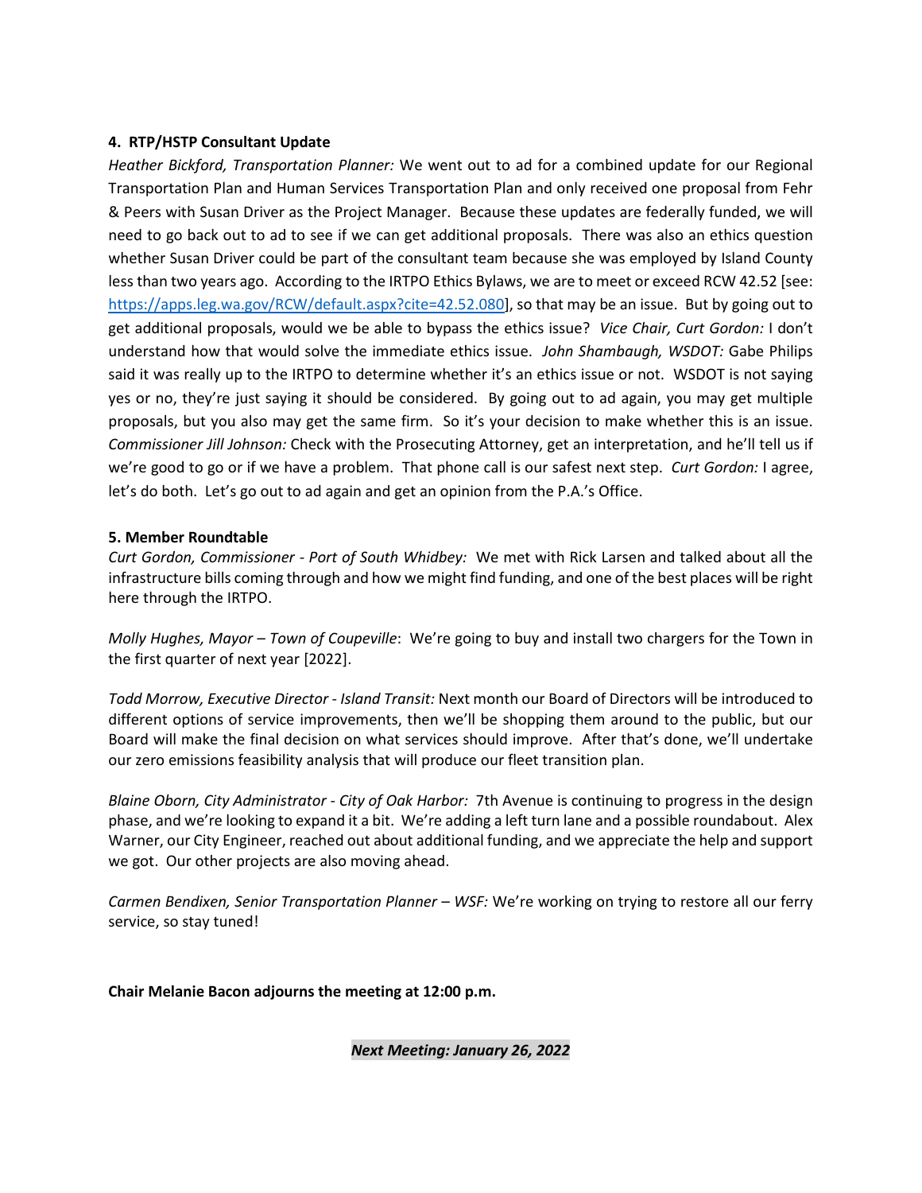**4. RTP/HSTP Consultant Update**

*Heather Bickford, Transportation Planner:* We went out to ad for a combined update for our Regional Transportation Plan and Human Services Transportation Plan and only received one proposal from Fehr & Peers with Susan Driver as the Project Manager. Because these updates are federally funded, we will need to go back out to ad to see if we can get additional proposals. There was also an ethics question whether Susan Driver could be part of the consultant team because she was employed by Island County less than two years ago. According to the IRTPO Ethics Bylaws, we are to meet or exceed RCW 42.52 [see: https://apps.leg.wa.gov/RCW/default.aspx?cite=42.52.080], so that may be an issue. But by going out to get additional proposals, would we be able to bypass the ethics issue? *Vice Chair, Curt Gordon:* I don't understand how that would solve the immediate ethics issue. *John Shambaugh, WSDOT:* Gabe Philips said it was really up to the IRTPO to determine whether it's an ethics issue or not. WSDOT is not saying yes or no, they're just saying it should be considered. By going out to ad again, you may get multiple proposals, but you also may get the same firm. So it's your decision to make whether this is an issue. *Commissioner Jill Johnson:* Check with the Prosecuting Attorney, get an interpretation, and he'll tell us if we're good to go or if we have a problem. That phone call is our safest next step. *Curt Gordon:* I agree, let's do both. Let's go out to ad again and get an opinion from the P.A.'s Office.

**5. Member Roundtable**

*Curt Gordon, Commissioner - Port of South Whidbey:* We met with Rick Larsen and talked about all the infrastructure bills coming through and how we might find funding, and one of the best places will be right here through the IRTPO.

*Molly Hughes, Mayor – Town of Coupeville*: We're going to buy and install two chargers for the Town in the first quarter of next year [2022].

*Todd Morrow, Executive Director - Island Transit:* Next month our Board of Directors will be introduced to different options of service improvements, then we'll be shopping them around to the public, but our Board will make the final decision on what services should improve. After that's done, we'll undertake our zero emissions feasibility analysis that will produce our fleet transition plan.

*Blaine Oborn, City Administrator - City of Oak Harbor:* 7th Avenue is continuing to progress in the design phase, and we're looking to expand it a bit. We're adding a left turn lane and a possible roundabout. Alex Warner, our City Engineer, reached out about additional funding, and we appreciate the help and support we got. Our other projects are also moving ahead.

*Carmen Bendixen, Senior Transportation Planner – WSF:* We're working on trying to restore all our ferry service, so stay tuned!

**Chair Melanie Bacon adjourns the meeting at 12:00 p.m.**

***Next Meeting: January 26, 2022***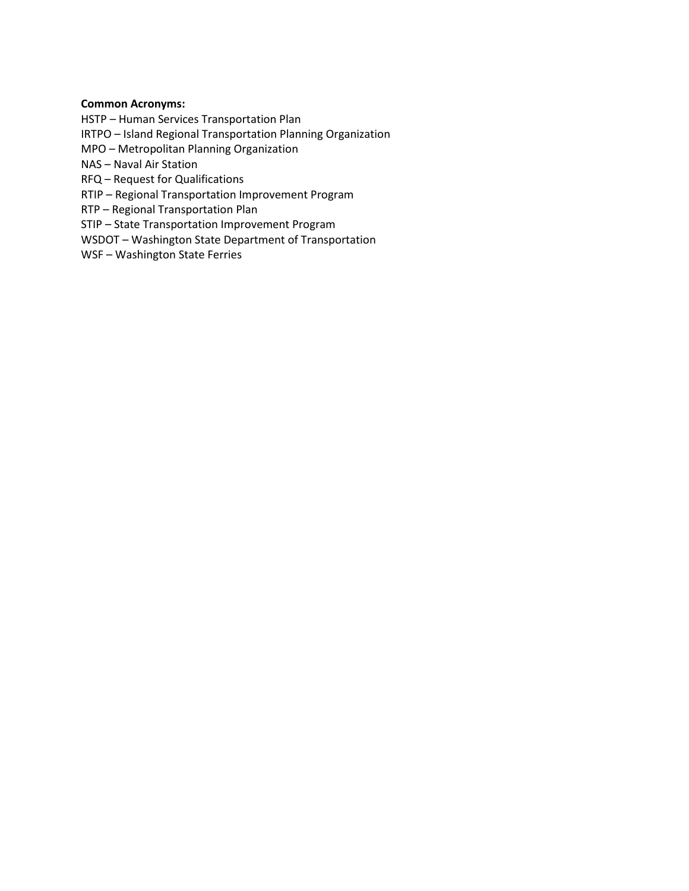**Common Acronyms:**

HSTP – Human Services Transportation Plan
IRTPO – Island Regional Transportation Planning Organization
MPO – Metropolitan Planning Organization
NAS – Naval Air Station
RFQ – Request for Qualifications
RTIP – Regional Transportation Improvement Program
RTP – Regional Transportation Plan
STIP – State Transportation Improvement Program
WSDOT – Washington State Department of Transportation
WSF – Washington State Ferries